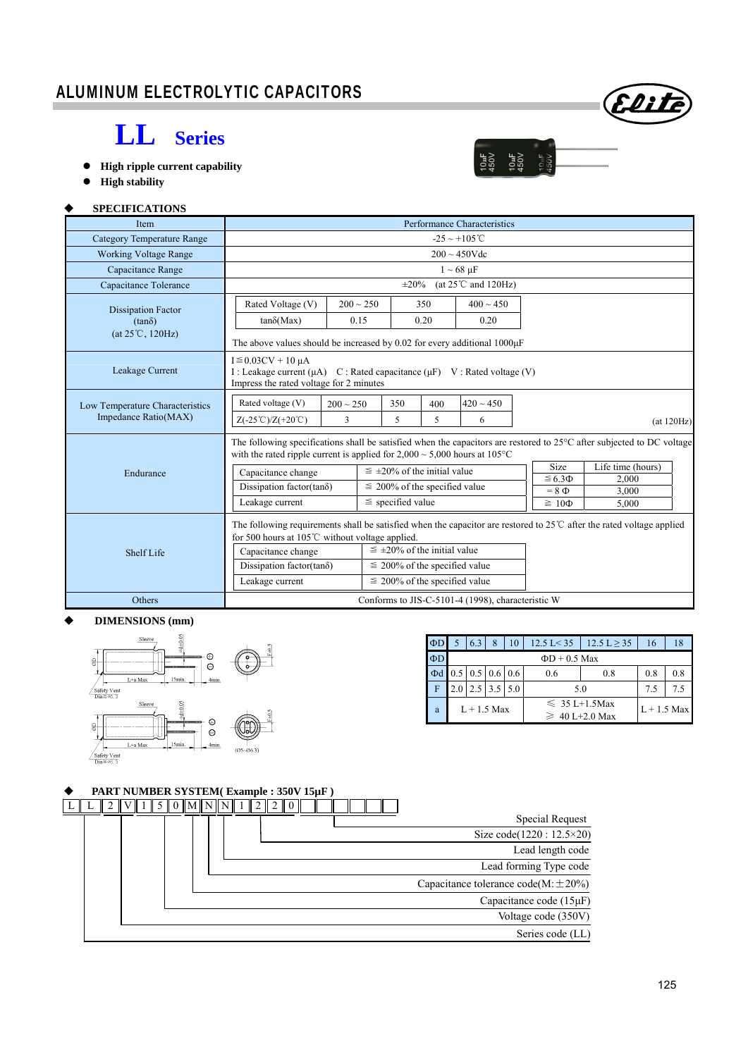# ALUMINUM ELECTROLYTIC CAPACITORS

## LL Series

- **High ripple current capability**
- **High stability**

### SPECIFICATIONS

| Item | Performance Characteristics |
|---|---|
| Category Temperature Range | -25 ~ +105℃ |
| Working Voltage Range | 200 ~ 450Vdc |
| Capacitance Range | 1 ~ 68 μF |
| Capacitance Tolerance | ±20% (at 25℃ and 120Hz) |
| Dissipation Factor (tanδ) (at 25℃, 120Hz) | Rated Voltage (V): 200 ~ 250 / 350 / 400 ~ 450; tanδ(Max): 0.15 / 0.20 / 0.20. The above values should be increased by 0.02 for every additional 1000μF |
| Leakage Current | I≦0.03CV + 10 μA; I : Leakage current (μA) C : Rated capacitance (μF) V : Rated voltage (V); Impress the rated voltage for 2 minutes |
| Low Temperature Characteristics Impedance Ratio(MAX) | Rated voltage (V): 200 ~ 250 / 350 / 400 / 420 ~ 450; Z(-25℃)/Z(+20℃): 3 / 5 / 5 / 6 (at 120Hz) |
| Endurance | The following specifications shall be satisfied when the capacitors are restored to 25°C after subjected to DC voltage with the rated ripple current is applied for 2,000 ~ 5,000 hours at 105°C. Capacitance change: ≦ ±20% of the initial value; Dissipation factor(tanδ): ≦ 200% of the specified value; Leakage current: ≦ specified value. Size / Life time (hours): ≦6.3Φ 2,000; = 8 Φ 3,000; ≧ 10Φ 5,000 |
| Shelf Life | The following requirements shall be satisfied when the capacitor are restored to 25℃ after the rated voltage applied for 500 hours at 105℃ without voltage applied. Capacitance change: ≦ ±20% of the initial value; Dissipation factor(tanδ): ≦ 200% of the specified value; Leakage current: ≦ 200% of the specified value |
| Others | Conforms to JIS-C-5101-4 (1998), characteristic W |

### DIMENSIONS (mm)

| ΦD | 5 | 6.3 | 8 | 10 | 12.5 L< 35 | 12.5 L ≧ 35 | 16 | 18 |
|---|---|---|---|---|---|---|---|---|
| ΦD | ΦD + 0.5 Max | | | | | | | |
| Φd | 0.5 | 0.5 | 0.6 | 0.6 | 0.6 | 0.8 | 0.8 | 0.8 |
| F | 2.0 | 2.5 | 3.5 | 5.0 | 5.0 | | 7.5 | 7.5 |
| a | L + 1.5 Max | | | | ≦ 35 L+1.5Max; ≧ 40 L+2.0 Max | | L + 1.5 Max | |

### PART NUMBER SYSTEM( Example : 350V 15μF )

L L 2 V 1 5 0 M N N 1 2 2 0 _ _ _ _ _

- Series code (LL)
- Voltage code (350V)
- Capacitance code (15μF)
- Capacitance tolerance code(M:±20%)
- Lead forming Type code
- Lead length code
- Size code(1220 : 12.5×20)
- Special Request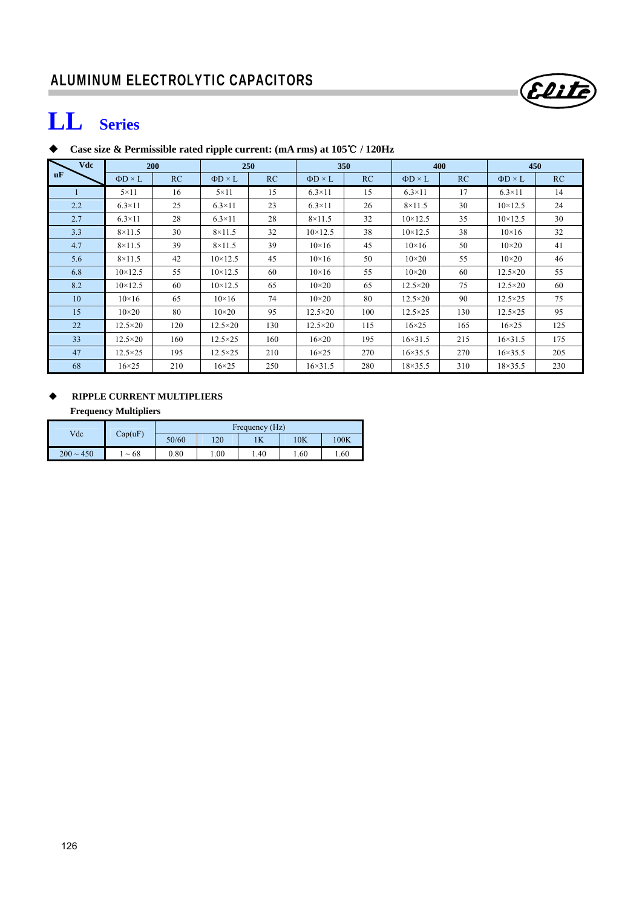## ALUMINUM ELECTROLYTIC CAPACITORS

# LL Series

◆ **Case size & Permissible rated ripple current: (mA rms) at 105℃ / 120Hz**

| Vdc / uF | 200 | | 250 | | 350 | | 400 | | 450 | |
|---|---|---|---|---|---|---|---|---|---|---|
| | ΦD × L | RC | ΦD × L | RC | ΦD × L | RC | ΦD × L | RC | ΦD × L | RC |
| 1 | 5×11 | 16 | 5×11 | 15 | 6.3×11 | 15 | 6.3×11 | 17 | 6.3×11 | 14 |
| 2.2 | 6.3×11 | 25 | 6.3×11 | 23 | 6.3×11 | 26 | 8×11.5 | 30 | 10×12.5 | 24 |
| 2.7 | 6.3×11 | 28 | 6.3×11 | 28 | 8×11.5 | 32 | 10×12.5 | 35 | 10×12.5 | 30 |
| 3.3 | 8×11.5 | 30 | 8×11.5 | 32 | 10×12.5 | 38 | 10×12.5 | 38 | 10×16 | 32 |
| 4.7 | 8×11.5 | 39 | 8×11.5 | 39 | 10×16 | 45 | 10×16 | 50 | 10×20 | 41 |
| 5.6 | 8×11.5 | 42 | 10×12.5 | 45 | 10×16 | 50 | 10×20 | 55 | 10×20 | 46 |
| 6.8 | 10×12.5 | 55 | 10×12.5 | 60 | 10×16 | 55 | 10×20 | 60 | 12.5×20 | 55 |
| 8.2 | 10×12.5 | 60 | 10×12.5 | 65 | 10×20 | 65 | 12.5×20 | 75 | 12.5×20 | 60 |
| 10 | 10×16 | 65 | 10×16 | 74 | 10×20 | 80 | 12.5×20 | 90 | 12.5×25 | 75 |
| 15 | 10×20 | 80 | 10×20 | 95 | 12.5×20 | 100 | 12.5×25 | 130 | 12.5×25 | 95 |
| 22 | 12.5×20 | 120 | 12.5×20 | 130 | 12.5×20 | 115 | 16×25 | 165 | 16×25 | 125 |
| 33 | 12.5×20 | 160 | 12.5×25 | 160 | 16×20 | 195 | 16×31.5 | 215 | 16×31.5 | 175 |
| 47 | 12.5×25 | 195 | 12.5×25 | 210 | 16×25 | 270 | 16×35.5 | 270 | 16×35.5 | 205 |
| 68 | 16×25 | 210 | 16×25 | 250 | 16×31.5 | 280 | 18×35.5 | 310 | 18×35.5 | 230 |

◆ **RIPPLE CURRENT MULTIPLIERS**

**Frequency Multipliers**

| Vdc | Cap(uF) | Frequency (Hz) | | | | |
|---|---|---|---|---|---|---|
| | | 50/60 | 120 | 1K | 10K | 100K |
| 200 ~ 450 | 1 ~ 68 | 0.80 | 1.00 | 1.40 | 1.60 | 1.60 |